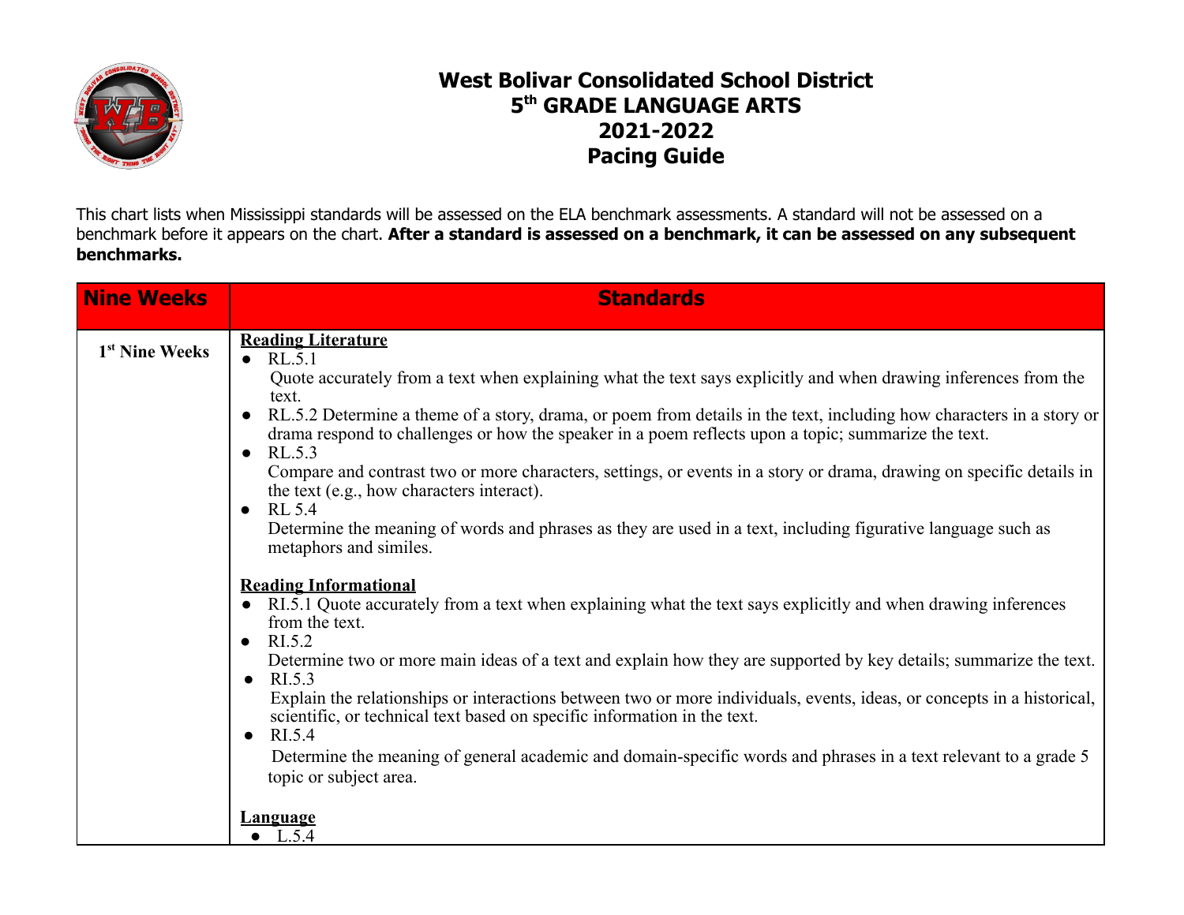# West Bolivar Consolidated School District
# 5th GRADE LANGUAGE ARTS
# 2021-2022
# Pacing Guide

This chart lists when Mississippi standards will be assessed on the ELA benchmark assessments. A standard will not be assessed on a benchmark before it appears on the chart. **After a standard is assessed on a benchmark, it can be assessed on any subsequent benchmarks.**

| Nine Weeks | Standards |
|---|---|
| 1st Nine Weeks | **Reading Literature**<br>● RL.5.1 Quote accurately from a text when explaining what the text says explicitly and when drawing inferences from the text.<br>● RL.5.2 Determine a theme of a story, drama, or poem from details in the text, including how characters in a story or drama respond to challenges or how the speaker in a poem reflects upon a topic; summarize the text.<br>● RL.5.3 Compare and contrast two or more characters, settings, or events in a story or drama, drawing on specific details in the text (e.g., how characters interact).<br>● RL 5.4 Determine the meaning of words and phrases as they are used in a text, including figurative language such as metaphors and similes.<br><br>**Reading Informational**<br>● RI.5.1 Quote accurately from a text when explaining what the text says explicitly and when drawing inferences from the text.<br>● RI.5.2 Determine two or more main ideas of a text and explain how they are supported by key details; summarize the text.<br>● RI.5.3 Explain the relationships or interactions between two or more individuals, events, ideas, or concepts in a historical, scientific, or technical text based on specific information in the text.<br>● RI.5.4 Determine the meaning of general academic and domain-specific words and phrases in a text relevant to a grade 5 topic or subject area.<br><br>**Language**<br>● L.5.4 |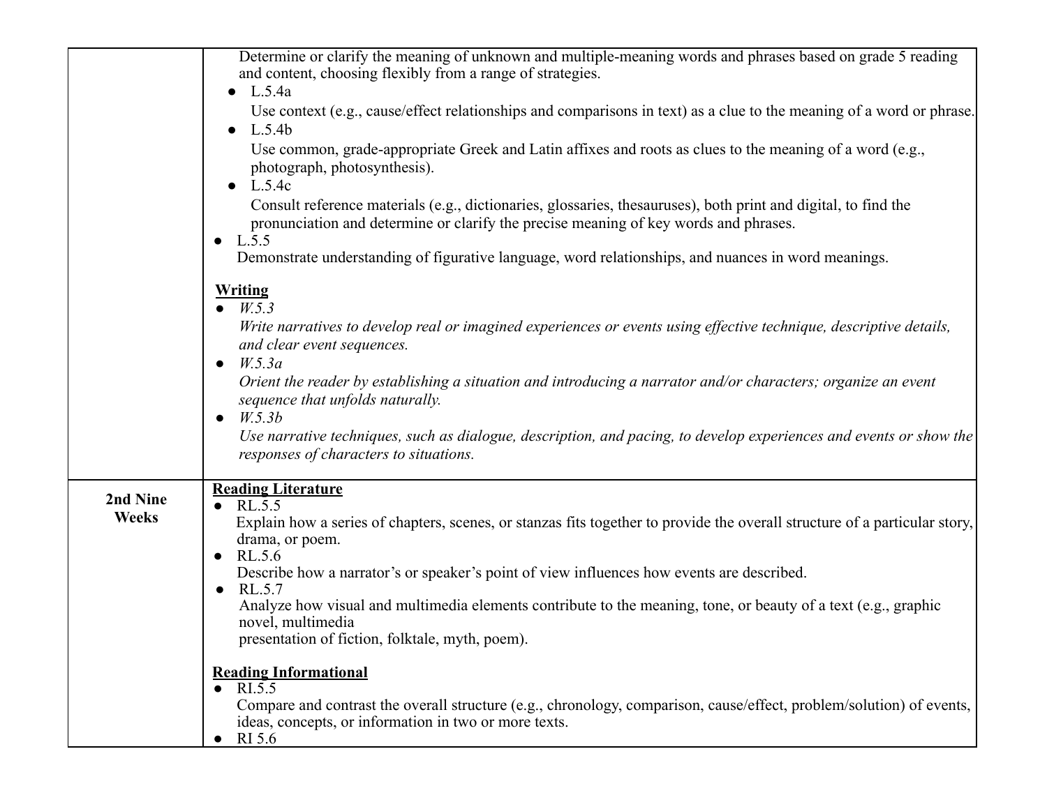| | |
|---|---|
| | Determine or clarify the meaning of unknown and multiple-meaning words and phrases based on grade 5 reading and content, choosing flexibly from a range of strategies.<br>● L.5.4a<br>Use context (e.g., cause/effect relationships and comparisons in text) as a clue to the meaning of a word or phrase.<br>● L.5.4b<br>Use common, grade-appropriate Greek and Latin affixes and roots as clues to the meaning of a word (e.g., photograph, photosynthesis).<br>● L.5.4c<br>Consult reference materials (e.g., dictionaries, glossaries, thesauruses), both print and digital, to find the pronunciation and determine or clarify the precise meaning of key words and phrases.<br>● L.5.5<br>Demonstrate understanding of figurative language, word relationships, and nuances in word meanings.<br><br>**<u>Writing</u>**<br>● *W.5.3*<br>*Write narratives to develop real or imagined experiences or events using effective technique, descriptive details, and clear event sequences.*<br>● *W.5.3a*<br>*Orient the reader by establishing a situation and introducing a narrator and/or characters; organize an event sequence that unfolds naturally.*<br>● *W.5.3b*<br>*Use narrative techniques, such as dialogue, description, and pacing, to develop experiences and events or show the responses of characters to situations.* |
| **2nd Nine Weeks** | **<u>Reading Literature</u>**<br>● RL.5.5<br>Explain how a series of chapters, scenes, or stanzas fits together to provide the overall structure of a particular story, drama, or poem.<br>● RL.5.6<br>Describe how a narrator's or speaker's point of view influences how events are described.<br>● RL.5.7<br>Analyze how visual and multimedia elements contribute to the meaning, tone, or beauty of a text (e.g., graphic novel, multimedia presentation of fiction, folktale, myth, poem).<br><br>**<u>Reading Informational</u>**<br>● RI.5.5<br>Compare and contrast the overall structure (e.g., chronology, comparison, cause/effect, problem/solution) of events, ideas, concepts, or information in two or more texts.<br>● RI 5.6 |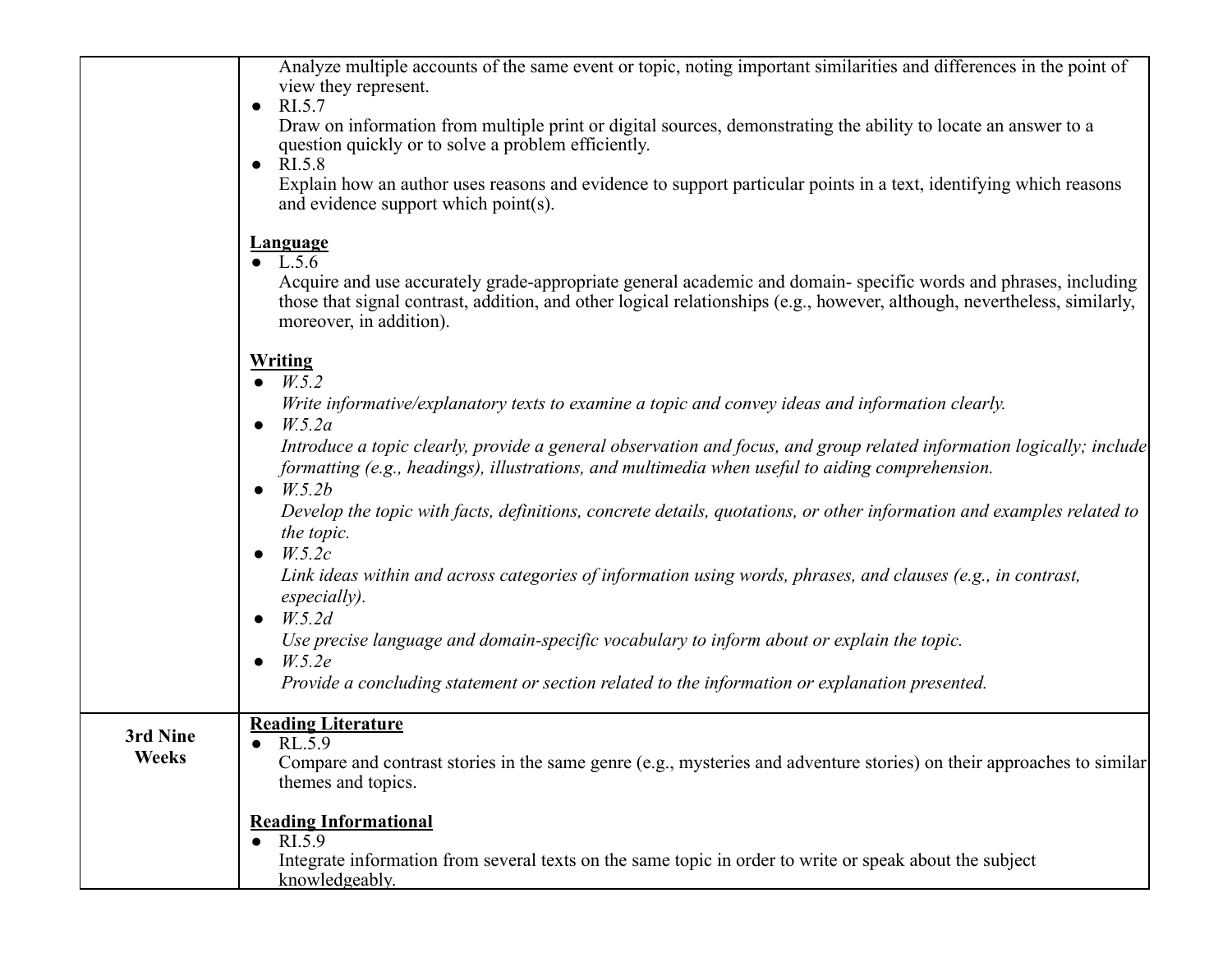| | |
|---|---|
| | Analyze multiple accounts of the same event or topic, noting important similarities and differences in the point of view they represent.<br>● RI.5.7<br>Draw on information from multiple print or digital sources, demonstrating the ability to locate an answer to a question quickly or to solve a problem efficiently.<br>● RI.5.8<br>Explain how an author uses reasons and evidence to support particular points in a text, identifying which reasons and evidence support which point(s).<br><br>**Language**<br>● L.5.6<br>Acquire and use accurately grade-appropriate general academic and domain- specific words and phrases, including those that signal contrast, addition, and other logical relationships (e.g., however, although, nevertheless, similarly, moreover, in addition).<br><br>**Writing**<br>● *W.5.2*<br>*Write informative/explanatory texts to examine a topic and convey ideas and information clearly.*<br>● *W.5.2a*<br>*Introduce a topic clearly, provide a general observation and focus, and group related information logically; include formatting (e.g., headings), illustrations, and multimedia when useful to aiding comprehension.*<br>● *W.5.2b*<br>*Develop the topic with facts, definitions, concrete details, quotations, or other information and examples related to the topic.*<br>● *W.5.2c*<br>*Link ideas within and across categories of information using words, phrases, and clauses (e.g., in contrast, especially).*<br>● *W.5.2d*<br>*Use precise language and domain-specific vocabulary to inform about or explain the topic.*<br>● *W.5.2e*<br>*Provide a concluding statement or section related to the information or explanation presented.* |
| **3rd Nine Weeks** | **Reading Literature**<br>● RL.5.9<br>Compare and contrast stories in the same genre (e.g., mysteries and adventure stories) on their approaches to similar themes and topics.<br><br>**Reading Informational**<br>● RI.5.9<br>Integrate information from several texts on the same topic in order to write or speak about the subject knowledgeably. |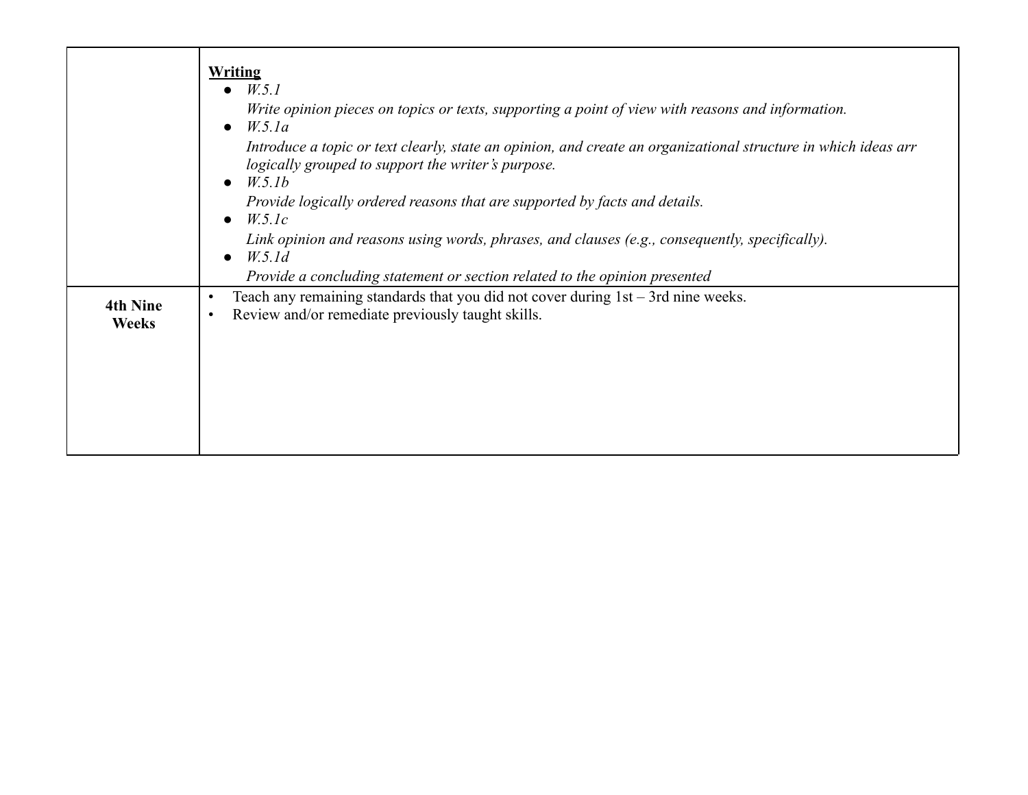| | |
|---|---|
| | **Writing**<br>● *W.5.1*<br>*Write opinion pieces on topics or texts, supporting a point of view with reasons and information.*<br>● *W.5.1a*<br>*Introduce a topic or text clearly, state an opinion, and create an organizational structure in which ideas arr logically grouped to support the writer's purpose.*<br>● *W.5.1b*<br>*Provide logically ordered reasons that are supported by facts and details.*<br>● *W.5.1c*<br>*Link opinion and reasons using words, phrases, and clauses (e.g., consequently, specifically).*<br>● *W.5.1d*<br>*Provide a concluding statement or section related to the opinion presented* |
| **4th Nine Weeks** | • Teach any remaining standards that you did not cover during 1st – 3rd nine weeks.<br>• Review and/or remediate previously taught skills. |